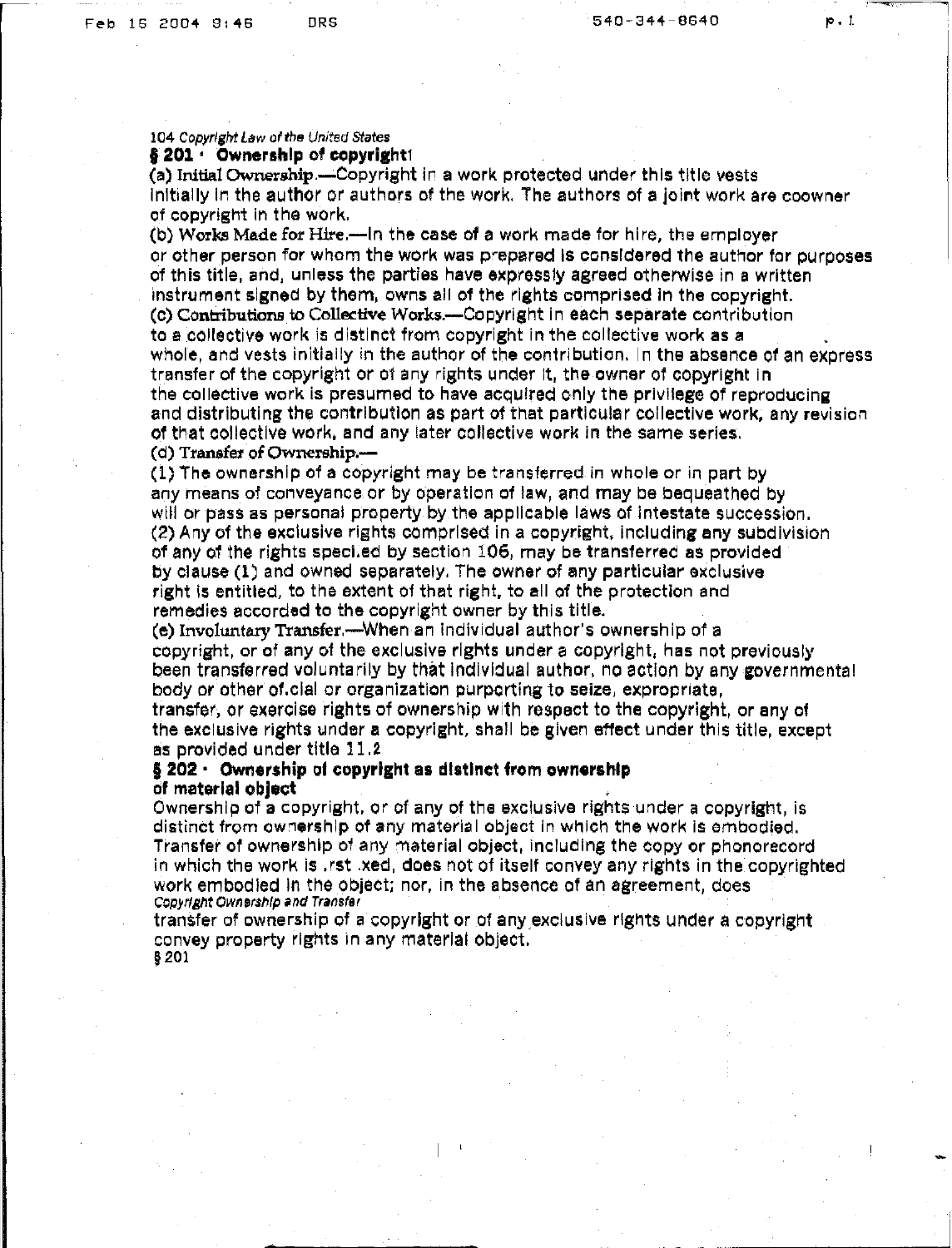104 *Copyright Law of the United States*

## § 201 · Ownership of copyright[1]

(a) Initial Ownership.—Copyright in a work protected under this title vests initially in the author or authors of the work. The authors of a joint work are coowner of copyright in the work.

(b) Works Made for Hire.—In the case of a work made for hire, the employer or other person for whom the work was prepared is considered the author for purposes of this title, and, unless the parties have expressly agreed otherwise in a written instrument signed by them, owns all of the rights comprised in the copyright.

(c) Contributions to Collective Works.—Copyright in each separate contribution to a collective work is distinct from copyright in the collective work as a whole, and vests initially in the author of the contribution. In the absence of an express transfer of the copyright or of any rights under it, the owner of copyright in the collective work is presumed to have acquired only the privilege of reproducing and distributing the contribution as part of that particular collective work, any revision of that collective work, and any later collective work in the same series.

(d) Transfer of Ownership.—

(1) The ownership of a copyright may be transferred in whole or in part by any means of conveyance or by operation of law, and may be bequeathed by will or pass as personal property by the applicable laws of intestate succession.

(2) Any of the exclusive rights comprised in a copyright, including any subdivision of any of the rights speci.ed by section 106, may be transferred as provided by clause (1) and owned separately. The owner of any particular exclusive right is entitled, to the extent of that right, to all of the protection and remedies accorded to the copyright owner by this title.

(e) Involuntary Transfer.—When an individual author's ownership of a copyright, or of any of the exclusive rights under a copyright, has not previously been transferred voluntarily by that individual author, no action by any governmental body or other of.cial or organization purporting to seize, expropriate, transfer, or exercise rights of ownership with respect to the copyright, or any of the exclusive rights under a copyright, shall be given effect under this title, except as provided under title 11.[2]

## § 202 · Ownership of copyright as distinct from ownership of material object

Ownership of a copyright, or of any of the exclusive rights under a copyright, is distinct from ownership of any material object in which the work is embodied. Transfer of ownership of any material object, including the copy or phonorecord in which the work is .rst .xed, does not of itself convey any rights in the copyrighted work embodied in the object; nor, in the absence of an agreement, does transfer of ownership of a copyright or of any exclusive rights under a copyright convey property rights in any material object.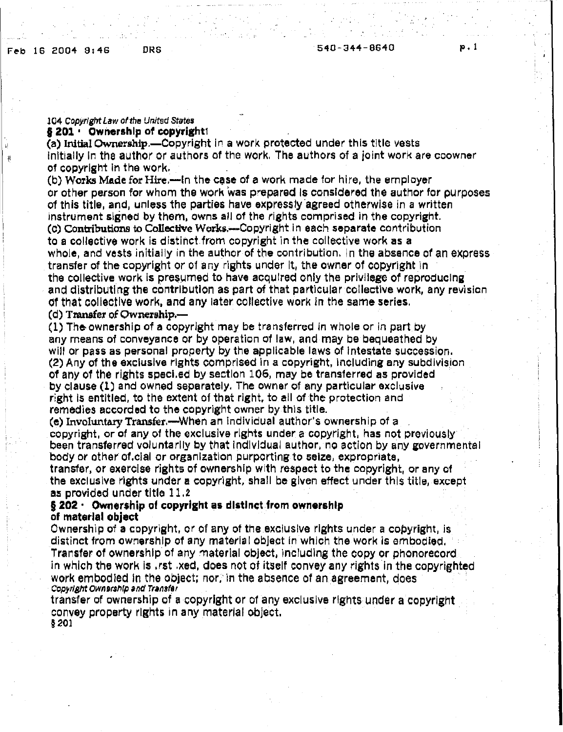## § 201 · Ownership of copyright1

(a) Initial Ownership.—Copyright in a work protected under this title vests initially in the author or authors of the work. The authors of a joint work are coowner of copyright in the work.

(b) Works Made for Hire.—In the case of a work made for hire, the employer or other person for whom the work was prepared is considered the author for purposes of this title, and, unless the parties have expressly agreed otherwise in a written instrument signed by them, owns all of the rights comprised in the copyright.

(c) Contributions to Collective Works.—Copyright in each separate contribution to a collective work is distinct from copyright in the collective work as a whole, and vests initially in the author of the contribution. In the absence of an express transfer of the copyright or of any rights under it, the owner of copyright in the collective work is presumed to have acquired only the privilege of reproducing and distributing the contribution as part of that particular collective work, any revision of that collective work, and any later collective work in the same series.

(d) Transfer of Ownership.—

(1) The ownership of a copyright may be transferred in whole or in part by any means of conveyance or by operation of law, and may be bequeathed by will or pass as personal property by the applicable laws of intestate succession.

(2) Any of the exclusive rights comprised in a copyright, including any subdivision of any of the rights speci.ed by section 106, may be transferred as provided by clause (1) and owned separately. The owner of any particular exclusive right is entitled, to the extent of that right, to all of the protection and remedies accorded to the copyright owner by this title.

(e) Involuntary Transfer.—When an individual author's ownership of a copyright, or of any of the exclusive rights under a copyright, has not previously been transferred voluntarily by that individual author, no action by any governmental body or other of.cial or organization purporting to seize, expropriate, transfer, or exercise rights of ownership with respect to the copyright, or any of the exclusive rights under a copyright, shall be given effect under this title, except as provided under title 11.2

## § 202 · Ownership of copyright as distinct from ownership of material object

Ownership of a copyright, or of any of the exclusive rights under a copyright, is distinct from ownership of any material object in which the work is embodied. Transfer of ownership of any material object, including the copy or phonorecord in which the work is .rst .xed, does not of itself convey any rights in the copyrighted work embodied in the object; nor, in the absence of an agreement, does transfer of ownership of a copyright or of any exclusive rights under a copyright convey property rights in any material object.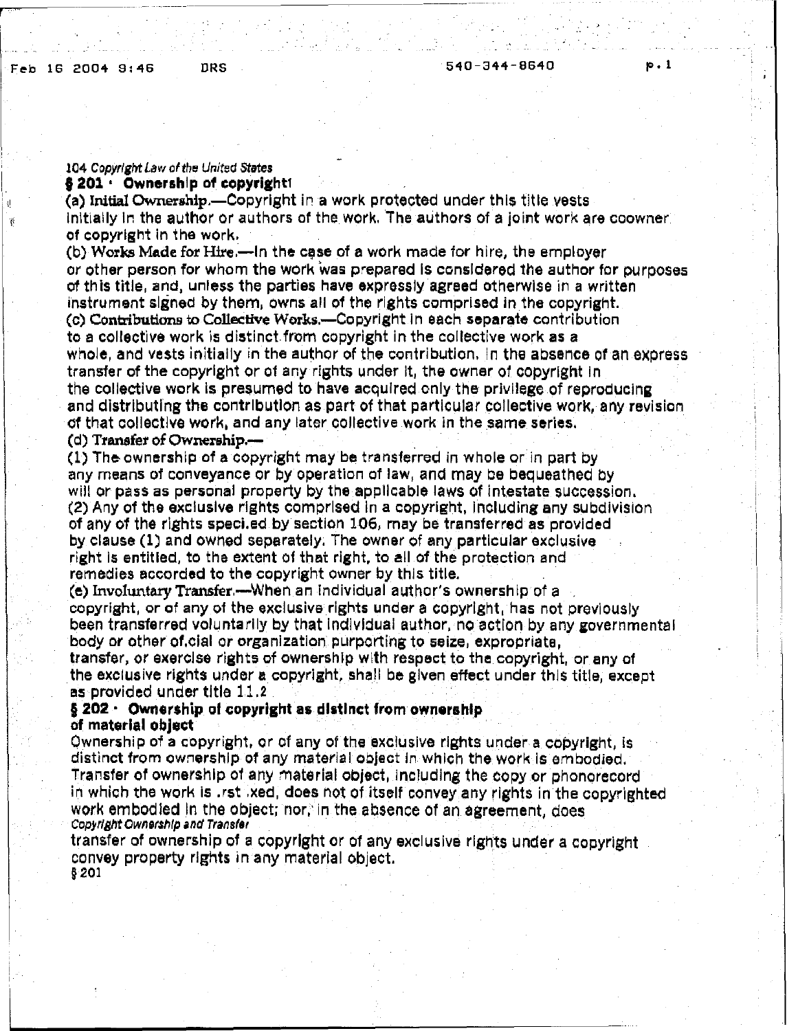## § 201 · Ownership of copyright[1]

(a) **Initial Ownership.**—Copyright in a work protected under this title vests initially in the author or authors of the work. The authors of a joint work are coowner of copyright in the work.

(b) **Works Made for Hire.**—In the case of a work made for hire, the employer or other person for whom the work was prepared is considered the author for purposes of this title, and, unless the parties have expressly agreed otherwise in a written instrument signed by them, owns all of the rights comprised in the copyright.

(c) **Contributions to Collective Works.**—Copyright in each separate contribution to a collective work is distinct from copyright in the collective work as a whole, and vests initially in the author of the contribution. In the absence of an express transfer of the copyright or of any rights under it, the owner of copyright in the collective work is presumed to have acquired only the privilege of reproducing and distributing the contribution as part of that particular collective work, any revision of that collective work, and any later collective work in the same series.

(d) **Transfer of Ownership.**—

(1) The ownership of a copyright may be transferred in whole or in part by any means of conveyance or by operation of law, and may be bequeathed by will or pass as personal property by the applicable laws of intestate succession.

(2) Any of the exclusive rights comprised in a copyright, including any subdivision of any of the rights speci.ed by section 106, may be transferred as provided by clause (1) and owned separately. The owner of any particular exclusive right is entitled, to the extent of that right, to all of the protection and remedies accorded to the copyright owner by this title.

(e) **Involuntary Transfer.**—When an individual author's ownership of a copyright, or of any of the exclusive rights under a copyright, has not previously been transferred voluntarily by that individual author, no action by any governmental body or other of.cial or organization purporting to seize, expropriate, transfer, or exercise rights of ownership with respect to the copyright, or any of the exclusive rights under a copyright, shall be given effect under this title, except as provided under title 11.[2]

## § 202 · Ownership of copyright as distinct from ownership of material object

Ownership of a copyright, or of any of the exclusive rights under a copyright, is distinct from ownership of any material object in which the work is embodied. Transfer of ownership of any material object, including the copy or phonorecord in which the work is .rst .xed, does not of itself convey any rights in the copyrighted work embodied in the object; nor, in the absence of an agreement, does transfer of ownership of a copyright or of any exclusive rights under a copyright convey property rights in any material object.